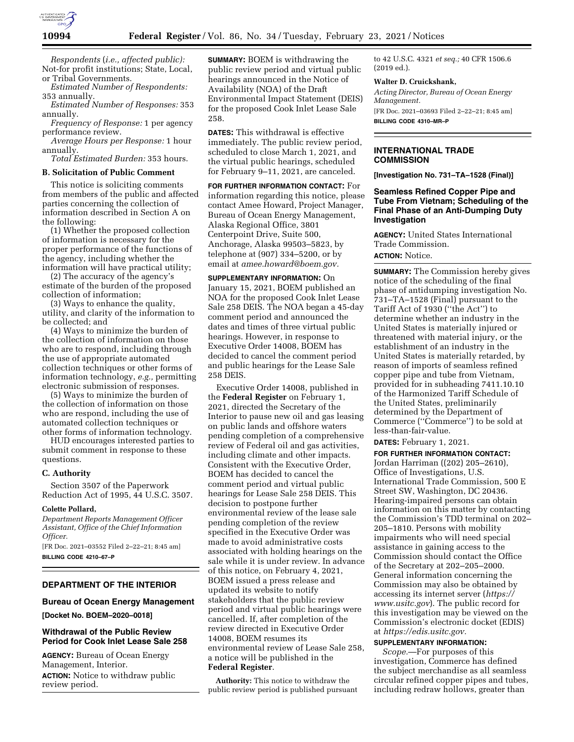*Respondents* (*i.e., affected public):* Not-for profit institutions; State, Local, or Tribal Governments.

*Estimated Number of Respondents:* 353 annually.

*Estimated Number of Responses:* 353 annually.

*Frequency of Response:* 1 per agency performance review.

*Average Hours per Response:* 1 hour annually.

*Total Estimated Burden:* 353 hours.

### B. Solicitation of Public Comment

This notice is soliciting comments from members of the public and affected parties concerning the collection of information described in Section A on the following:

(1) Whether the proposed collection of information is necessary for the proper performance of the functions of the agency, including whether the information will have practical utility;

(2) The accuracy of the agency's estimate of the burden of the proposed collection of information;

(3) Ways to enhance the quality, utility, and clarity of the information to be collected; and

(4) Ways to minimize the burden of the collection of information on those who are to respond, including through the use of appropriate automated collection techniques or other forms of information technology, *e.g.,* permitting electronic submission of responses.

(5) Ways to minimize the burden of the collection of information on those who are respond, including the use of automated collection techniques or other forms of information technology.

HUD encourages interested parties to submit comment in response to these questions.

### C. Authority

Section 3507 of the Paperwork Reduction Act of 1995, 44 U.S.C. 3507.

**Colette Pollard,**

*Department Reports Management Officer Assistant, Office of the Chief Information Officer.*

[FR Doc. 2021–03552 Filed 2–22–21; 8:45 am]

**BILLING CODE 4210–67–P**

## DEPARTMENT OF THE INTERIOR

### Bureau of Ocean Energy Management

**[Docket No. BOEM–2020–0018]**

### Withdrawal of the Public Review Period for Cook Inlet Lease Sale 258

**AGENCY:** Bureau of Ocean Energy Management, Interior.

**ACTION:** Notice to withdraw public review period.

**SUMMARY:** BOEM is withdrawing the public review period and virtual public hearings announced in the Notice of Availability (NOA) of the Draft Environmental Impact Statement (DEIS) for the proposed Cook Inlet Lease Sale 258.

**DATES:** This withdrawal is effective immediately. The public review period, scheduled to close March 1, 2021, and the virtual public hearings, scheduled for February 9–11, 2021, are canceled.

**FOR FURTHER INFORMATION CONTACT:** For information regarding this notice, please contact Amee Howard, Project Manager, Bureau of Ocean Energy Management, Alaska Regional Office, 3801 Centerpoint Drive, Suite 500, Anchorage, Alaska 99503–5823, by telephone at (907) 334–5200, or by email at *amee.howard@boem.gov.*

**SUPPLEMENTARY INFORMATION:** On January 15, 2021, BOEM published an NOA for the proposed Cook Inlet Lease Sale 258 DEIS. The NOA began a 45-day comment period and announced the dates and times of three virtual public hearings. However, in response to Executive Order 14008, BOEM has decided to cancel the comment period and public hearings for the Lease Sale 258 DEIS.

Executive Order 14008, published in the **Federal Register** on February 1, 2021, directed the Secretary of the Interior to pause new oil and gas leasing on public lands and offshore waters pending completion of a comprehensive review of Federal oil and gas activities, including climate and other impacts. Consistent with the Executive Order, BOEM has decided to cancel the comment period and virtual public hearings for Lease Sale 258 DEIS. This decision to postpone further environmental review of the lease sale pending completion of the review specified in the Executive Order was made to avoid administrative costs associated with holding hearings on the sale while it is under review. In advance of this notice, on February 4, 2021, BOEM issued a press release and updated its website to notify stakeholders that the public review period and virtual public hearings were cancelled. If, after completion of the review directed in Executive Order 14008, BOEM resumes its environmental review of Lease Sale 258, a notice will be published in the **Federal Register**.

**Authority:** This notice to withdraw the public review period is published pursuant to 42 U.S.C. 4321 *et seq.;* 40 CFR 1506.6 (2019 ed.).

**Walter D. Cruickshank,**

*Acting Director, Bureau of Ocean Energy Management.*

[FR Doc. 2021–03693 Filed 2–22–21; 8:45 am]

**BILLING CODE 4310–MR–P**

## INTERNATIONAL TRADE COMMISSION

**[Investigation No. 731–TA–1528 (Final)]**

### Seamless Refined Copper Pipe and Tube From Vietnam; Scheduling of the Final Phase of an Anti-Dumping Duty Investigation

**AGENCY:** United States International Trade Commission.

**ACTION:** Notice.

**SUMMARY:** The Commission hereby gives notice of the scheduling of the final phase of antidumping investigation No. 731–TA–1528 (Final) pursuant to the Tariff Act of 1930 (''the Act'') to determine whether an industry in the United States is materially injured or threatened with material injury, or the establishment of an industry in the United States is materially retarded, by reason of imports of seamless refined copper pipe and tube from Vietnam, provided for in subheading 7411.10.10 of the Harmonized Tariff Schedule of the United States, preliminarily determined by the Department of Commerce (''Commerce'') to be sold at less-than-fair-value.

**DATES:** February 1, 2021.

**FOR FURTHER INFORMATION CONTACT:** Jordan Harriman ((202) 205–2610), Office of Investigations, U.S. International Trade Commission, 500 E Street SW, Washington, DC 20436. Hearing-impaired persons can obtain information on this matter by contacting the Commission's TDD terminal on 202–205–1810. Persons with mobility impairments who will need special assistance in gaining access to the Commission should contact the Office of the Secretary at 202–205–2000. General information concerning the Commission may also be obtained by accessing its internet server (*https://www.usitc.gov*). The public record for this investigation may be viewed on the Commission's electronic docket (EDIS) at *https://edis.usitc.gov.*

**SUPPLEMENTARY INFORMATION:**

*Scope.*—For purposes of this investigation, Commerce has defined the subject merchandise as all seamless circular refined copper pipes and tubes, including redraw hollows, greater than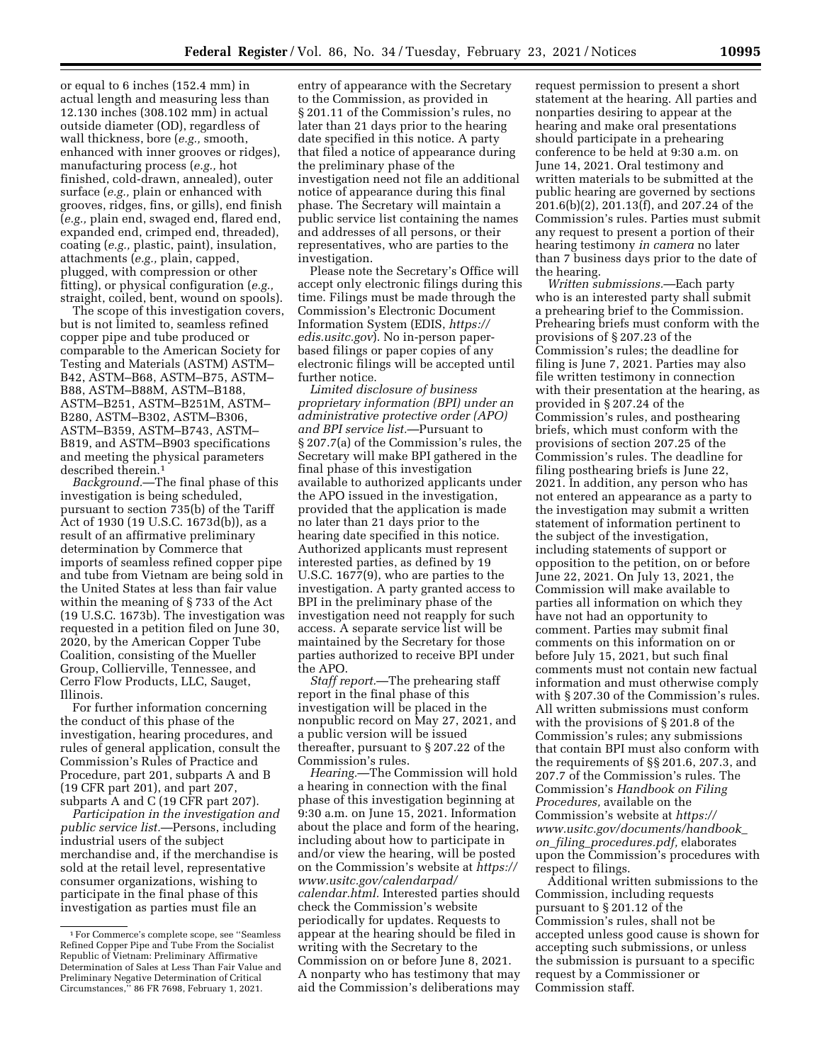or equal to 6 inches (152.4 mm) in actual length and measuring less than 12.130 inches (308.102 mm) in actual outside diameter (OD), regardless of wall thickness, bore (*e.g.,* smooth, enhanced with inner grooves or ridges), manufacturing process (*e.g.,* hot finished, cold-drawn, annealed), outer surface (*e.g.,* plain or enhanced with grooves, ridges, fins, or gills), end finish (*e.g.,* plain end, swaged end, flared end, expanded end, crimped end, threaded), coating (*e.g.,* plastic, paint), insulation, attachments (*e.g.,* plain, capped, plugged, with compression or other fitting), or physical configuration (*e.g.,* straight, coiled, bent, wound on spools).

The scope of this investigation covers, but is not limited to, seamless refined copper pipe and tube produced or comparable to the American Society for Testing and Materials (ASTM) ASTM–B42, ASTM–B68, ASTM–B75, ASTM–B88, ASTM–B88M, ASTM–B188, ASTM–B251, ASTM–B251M, ASTM–B280, ASTM–B302, ASTM–B306, ASTM–B359, ASTM–B743, ASTM–B819, and ASTM–B903 specifications and meeting the physical parameters described therein.[1]

*Background.*—The final phase of this investigation is being scheduled, pursuant to section 735(b) of the Tariff Act of 1930 (19 U.S.C. 1673d(b)), as a result of an affirmative preliminary determination by Commerce that imports of seamless refined copper pipe and tube from Vietnam are being sold in the United States at less than fair value within the meaning of § 733 of the Act (19 U.S.C. 1673b). The investigation was requested in a petition filed on June 30, 2020, by the American Copper Tube Coalition, consisting of the Mueller Group, Collierville, Tennessee, and Cerro Flow Products, LLC, Sauget, Illinois.

For further information concerning the conduct of this phase of the investigation, hearing procedures, and rules of general application, consult the Commission's Rules of Practice and Procedure, part 201, subparts A and B (19 CFR part 201), and part 207, subparts A and C (19 CFR part 207).

*Participation in the investigation and public service list.*—Persons, including industrial users of the subject merchandise and, if the merchandise is sold at the retail level, representative consumer organizations, wishing to participate in the final phase of this investigation as parties must file an entry of appearance with the Secretary to the Commission, as provided in § 201.11 of the Commission's rules, no later than 21 days prior to the hearing date specified in this notice. A party that filed a notice of appearance during the preliminary phase of the investigation need not file an additional notice of appearance during this final phase. The Secretary will maintain a public service list containing the names and addresses of all persons, or their representatives, who are parties to the investigation.

Please note the Secretary's Office will accept only electronic filings during this time. Filings must be made through the Commission's Electronic Document Information System (EDIS, *https://edis.usitc.gov*). No in-person paper-based filings or paper copies of any electronic filings will be accepted until further notice.

*Limited disclosure of business proprietary information (BPI) under an administrative protective order (APO) and BPI service list.*—Pursuant to § 207.7(a) of the Commission's rules, the Secretary will make BPI gathered in the final phase of this investigation available to authorized applicants under the APO issued in the investigation, provided that the application is made no later than 21 days prior to the hearing date specified in this notice. Authorized applicants must represent interested parties, as defined by 19 U.S.C. 1677(9), who are parties to the investigation. A party granted access to BPI in the preliminary phase of the investigation need not reapply for such access. A separate service list will be maintained by the Secretary for those parties authorized to receive BPI under the APO.

*Staff report.*—The prehearing staff report in the final phase of this investigation will be placed in the nonpublic record on May 27, 2021, and a public version will be issued thereafter, pursuant to § 207.22 of the Commission's rules.

*Hearing.*—The Commission will hold a hearing in connection with the final phase of this investigation beginning at 9:30 a.m. on June 15, 2021. Information about the place and form of the hearing, including about how to participate in and/or view the hearing, will be posted on the Commission's website at *https://www.usitc.gov/calendarpad/calendar.html.* Interested parties should check the Commission's website periodically for updates. Requests to appear at the hearing should be filed in writing with the Secretary to the Commission on or before June 8, 2021. A nonparty who has testimony that may aid the Commission's deliberations may request permission to present a short statement at the hearing. All parties and nonparties desiring to appear at the hearing and make oral presentations should participate in a prehearing conference to be held at 9:30 a.m. on June 14, 2021. Oral testimony and written materials to be submitted at the public hearing are governed by sections 201.6(b)(2), 201.13(f), and 207.24 of the Commission's rules. Parties must submit any request to present a portion of their hearing testimony *in camera* no later than 7 business days prior to the date of the hearing.

*Written submissions.*—Each party who is an interested party shall submit a prehearing brief to the Commission. Prehearing briefs must conform with the provisions of § 207.23 of the Commission's rules; the deadline for filing is June 7, 2021. Parties may also file written testimony in connection with their presentation at the hearing, as provided in § 207.24 of the Commission's rules, and posthearing briefs, which must conform with the provisions of section 207.25 of the Commission's rules. The deadline for filing posthearing briefs is June 22, 2021. In addition, any person who has not entered an appearance as a party to the investigation may submit a written statement of information pertinent to the subject of the investigation, including statements of support or opposition to the petition, on or before June 22, 2021. On July 13, 2021, the Commission will make available to parties all information on which they have not had an opportunity to comment. Parties may submit final comments on this information on or before July 15, 2021, but such final comments must not contain new factual information and must otherwise comply with § 207.30 of the Commission's rules. All written submissions must conform with the provisions of § 201.8 of the Commission's rules; any submissions that contain BPI must also conform with the requirements of §§ 201.6, 207.3, and 207.7 of the Commission's rules. The Commission's *Handbook on Filing Procedures,* available on the Commission's website at *https://www.usitc.gov/documents/handbook_on_filing_procedures.pdf,* elaborates upon the Commission's procedures with respect to filings.

Additional written submissions to the Commission, including requests pursuant to § 201.12 of the Commission's rules, shall not be accepted unless good cause is shown for accepting such submissions, or unless the submission is pursuant to a specific request by a Commissioner or Commission staff.

[1] For Commerce's complete scope, see "Seamless Refined Copper Pipe and Tube From the Socialist Republic of Vietnam: Preliminary Affirmative Determination of Sales at Less Than Fair Value and Preliminary Negative Determination of Critical Circumstances," 86 FR 7698, February 1, 2021.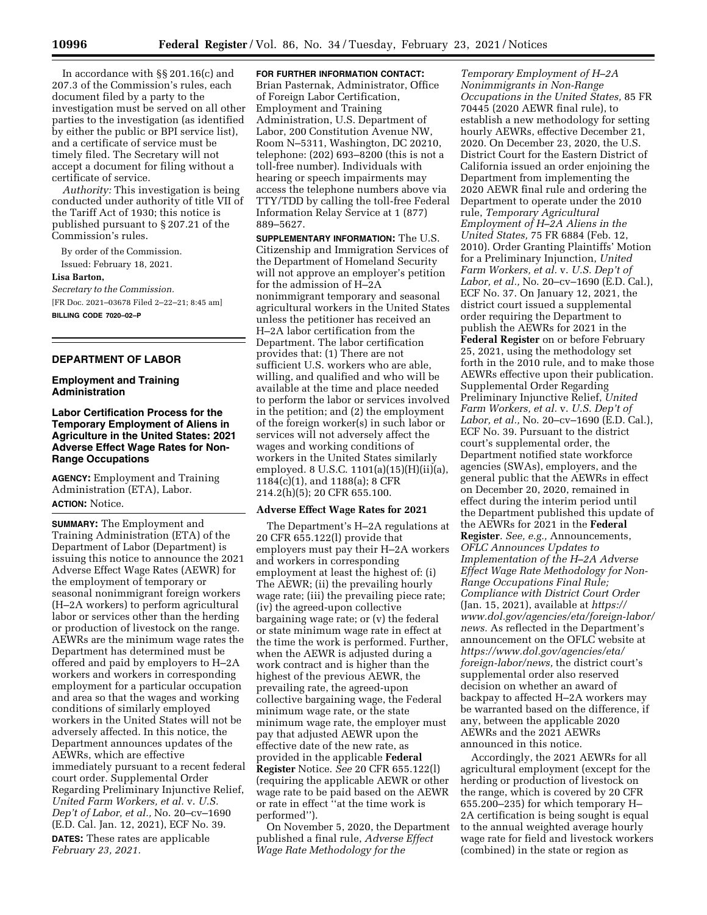In accordance with §§ 201.16(c) and 207.3 of the Commission's rules, each document filed by a party to the investigation must be served on all other parties to the investigation (as identified by either the public or BPI service list), and a certificate of service must be timely filed. The Secretary will not accept a document for filing without a certificate of service.

*Authority:* This investigation is being conducted under authority of title VII of the Tariff Act of 1930; this notice is published pursuant to § 207.21 of the Commission's rules.

By order of the Commission.

Issued: February 18, 2021.

**Lisa Barton,**

*Secretary to the Commission.*

[FR Doc. 2021–03678 Filed 2–22–21; 8:45 am]

**BILLING CODE 7020–02–P**

## DEPARTMENT OF LABOR

### Employment and Training Administration

### Labor Certification Process for the Temporary Employment of Aliens in Agriculture in the United States: 2021 Adverse Effect Wage Rates for Non-Range Occupations

**AGENCY:** Employment and Training Administration (ETA), Labor.

**ACTION:** Notice.

**SUMMARY:** The Employment and Training Administration (ETA) of the Department of Labor (Department) is issuing this notice to announce the 2021 Adverse Effect Wage Rates (AEWR) for the employment of temporary or seasonal nonimmigrant foreign workers (H–2A workers) to perform agricultural labor or services other than the herding or production of livestock on the range. AEWRs are the minimum wage rates the Department has determined must be offered and paid by employers to H–2A workers and workers in corresponding employment for a particular occupation and area so that the wages and working conditions of similarly employed workers in the United States will not be adversely affected. In this notice, the Department announces updates of the AEWRs, which are effective immediately pursuant to a recent federal court order. Supplemental Order Regarding Preliminary Injunctive Relief, *United Farm Workers, et al.* v. *U.S. Dep't of Labor, et al.,* No. 20–cv–1690 (E.D. Cal. Jan. 12, 2021), ECF No. 39.

**DATES:** These rates are applicable *February 23, 2021.*

**FOR FURTHER INFORMATION CONTACT:** Brian Pasternak, Administrator, Office of Foreign Labor Certification, Employment and Training Administration, U.S. Department of Labor, 200 Constitution Avenue NW, Room N–5311, Washington, DC 20210, telephone: (202) 693–8200 (this is not a toll-free number). Individuals with hearing or speech impairments may access the telephone numbers above via TTY/TDD by calling the toll-free Federal Information Relay Service at 1 (877) 889–5627.

**SUPPLEMENTARY INFORMATION:** The U.S. Citizenship and Immigration Services of the Department of Homeland Security will not approve an employer's petition for the admission of H–2A nonimmigrant temporary and seasonal agricultural workers in the United States unless the petitioner has received an H–2A labor certification from the Department. The labor certification provides that: (1) There are not sufficient U.S. workers who are able, willing, and qualified and who will be available at the time and place needed to perform the labor or services involved in the petition; and (2) the employment of the foreign worker(s) in such labor or services will not adversely affect the wages and working conditions of workers in the United States similarly employed. 8 U.S.C. 1101(a)(15)(H)(ii)(a), 1184(c)(1), and 1188(a); 8 CFR 214.2(h)(5); 20 CFR 655.100.

#### Adverse Effect Wage Rates for 2021

The Department's H–2A regulations at 20 CFR 655.122(l) provide that employers must pay their H–2A workers and workers in corresponding employment at least the highest of: (i) The AEWR; (ii) the prevailing hourly wage rate; (iii) the prevailing piece rate; (iv) the agreed-upon collective bargaining wage rate; or (v) the federal or state minimum wage rate in effect at the time the work is performed. Further, when the AEWR is adjusted during a work contract and is higher than the highest of the previous AEWR, the prevailing rate, the agreed-upon collective bargaining wage, the Federal minimum wage rate, or the state minimum wage rate, the employer must pay that adjusted AEWR upon the effective date of the new rate, as provided in the applicable **Federal Register** Notice. *See* 20 CFR 655.122(l) (requiring the applicable AEWR or other wage rate to be paid based on the AEWR or rate in effect ''at the time work is performed'').

On November 5, 2020, the Department published a final rule, *Adverse Effect Wage Rate Methodology for the Temporary Employment of H–2A Nonimmigrants in Non-Range Occupations in the United States,* 85 FR 70445 (2020 AEWR final rule), to establish a new methodology for setting hourly AEWRs, effective December 21, 2020. On December 23, 2020, the U.S. District Court for the Eastern District of California issued an order enjoining the Department from implementing the 2020 AEWR final rule and ordering the Department to operate under the 2010 rule, *Temporary Agricultural Employment of H–2A Aliens in the United States,* 75 FR 6884 (Feb. 12, 2010). Order Granting Plaintiffs' Motion for a Preliminary Injunction, *United Farm Workers, et al.* v. *U.S. Dep't of Labor, et al.,* No. 20–cv–1690 (E.D. Cal.), ECF No. 37. On January 12, 2021, the district court issued a supplemental order requiring the Department to publish the AEWRs for 2021 in the **Federal Register** on or before February 25, 2021, using the methodology set forth in the 2010 rule, and to make those AEWRs effective upon their publication. Supplemental Order Regarding Preliminary Injunctive Relief, *United Farm Workers, et al.* v. *U.S. Dep't of Labor, et al.,* No. 20–cv–1690 (E.D. Cal.), ECF No. 39. Pursuant to the district court's supplemental order, the Department notified state workforce agencies (SWAs), employers, and the general public that the AEWRs in effect on December 20, 2020, remained in effect during the interim period until the Department published this update of the AEWRs for 2021 in the **Federal Register**. *See, e.g.,* Announcements, *OFLC Announces Updates to Implementation of the H–2A Adverse Effect Wage Rate Methodology for Non-Range Occupations Final Rule; Compliance with District Court Order* (Jan. 15, 2021), available at *https://www.dol.gov/agencies/eta/foreign-labor/news.* As reflected in the Department's announcement on the OFLC website at *https://www.dol.gov/agencies/eta/foreign-labor/news,* the district court's supplemental order also reserved decision on whether an award of backpay to affected H–2A workers may be warranted based on the difference, if any, between the applicable 2020 AEWRs and the 2021 AEWRs announced in this notice.

Accordingly, the 2021 AEWRs for all agricultural employment (except for the herding or production of livestock on the range, which is covered by 20 CFR 655.200–235) for which temporary H–2A certification is being sought is equal to the annual weighted average hourly wage rate for field and livestock workers (combined) in the state or region as